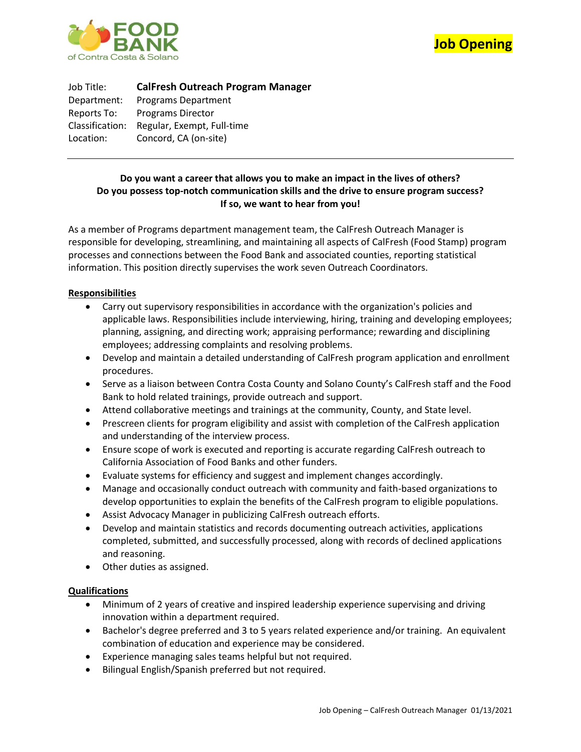**Job Opening**

| | |
|---|---|
| Job Title: | **CalFresh Outreach Program Manager** |
| Department: | Programs Department |
| Reports To: | Programs Director |
| Classification: | Regular, Exempt, Full-time |
| Location: | Concord, CA (on-site) |

---

**Do you want a career that allows you to make an impact in the lives of others?**
**Do you possess top-notch communication skills and the drive to ensure program success?**
**If so, we want to hear from you!**

As a member of Programs department management team, the CalFresh Outreach Manager is responsible for developing, streamlining, and maintaining all aspects of CalFresh (Food Stamp) program processes and connections between the Food Bank and associated counties, reporting statistical information. This position directly supervises the work seven Outreach Coordinators.

## Responsibilities

- Carry out supervisory responsibilities in accordance with the organization's policies and applicable laws. Responsibilities include interviewing, hiring, training and developing employees; planning, assigning, and directing work; appraising performance; rewarding and disciplining employees; addressing complaints and resolving problems.
- Develop and maintain a detailed understanding of CalFresh program application and enrollment procedures.
- Serve as a liaison between Contra Costa County and Solano County's CalFresh staff and the Food Bank to hold related trainings, provide outreach and support.
- Attend collaborative meetings and trainings at the community, County, and State level.
- Prescreen clients for program eligibility and assist with completion of the CalFresh application and understanding of the interview process.
- Ensure scope of work is executed and reporting is accurate regarding CalFresh outreach to California Association of Food Banks and other funders.
- Evaluate systems for efficiency and suggest and implement changes accordingly.
- Manage and occasionally conduct outreach with community and faith-based organizations to develop opportunities to explain the benefits of the CalFresh program to eligible populations.
- Assist Advocacy Manager in publicizing CalFresh outreach efforts.
- Develop and maintain statistics and records documenting outreach activities, applications completed, submitted, and successfully processed, along with records of declined applications and reasoning.
- Other duties as assigned.

## Qualifications

- Minimum of 2 years of creative and inspired leadership experience supervising and driving innovation within a department required.
- Bachelor's degree preferred and 3 to 5 years related experience and/or training. An equivalent combination of education and experience may be considered.
- Experience managing sales teams helpful but not required.
- Bilingual English/Spanish preferred but not required.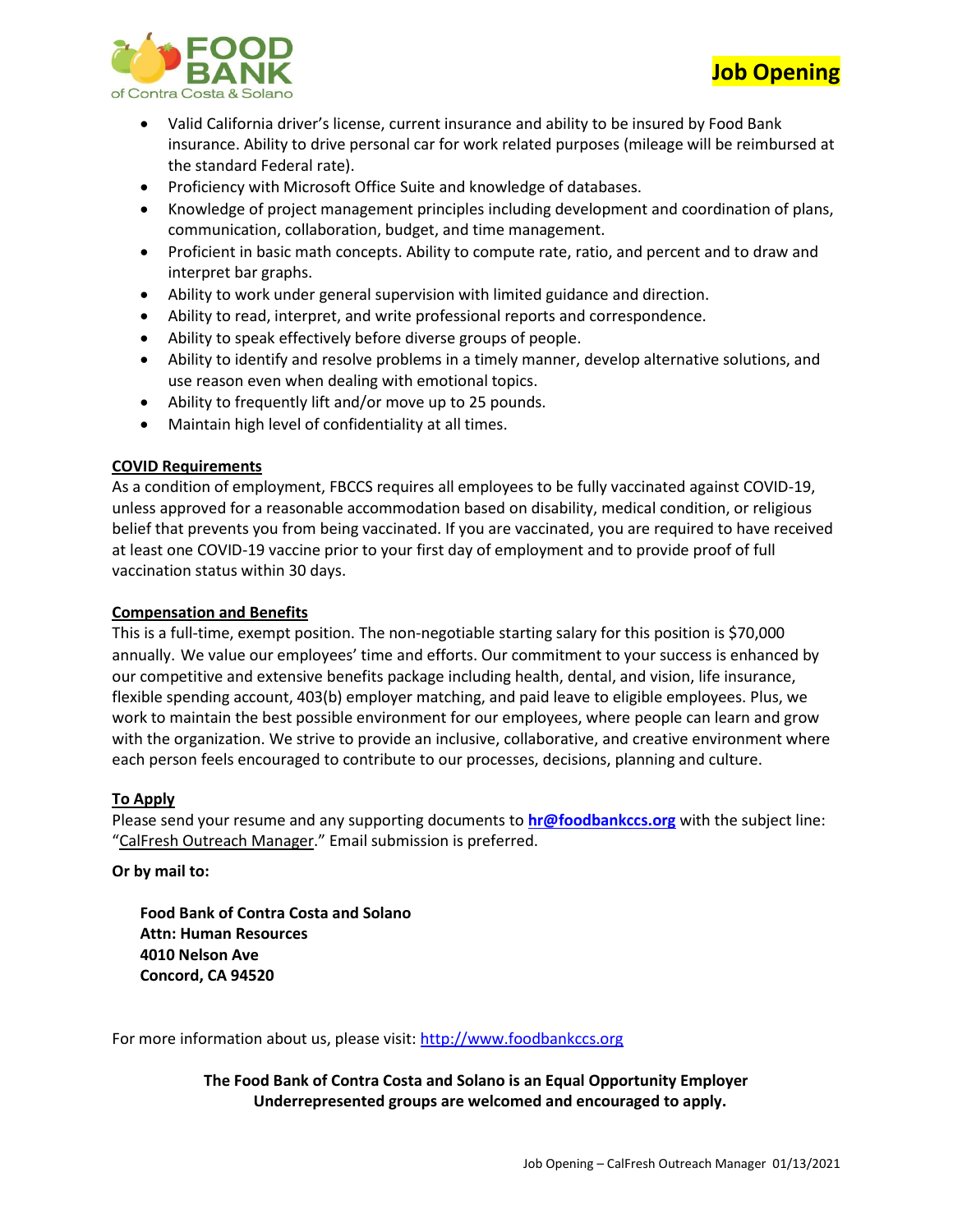- Valid California driver's license, current insurance and ability to be insured by Food Bank insurance. Ability to drive personal car for work related purposes (mileage will be reimbursed at the standard Federal rate).
- Proficiency with Microsoft Office Suite and knowledge of databases.
- Knowledge of project management principles including development and coordination of plans, communication, collaboration, budget, and time management.
- Proficient in basic math concepts. Ability to compute rate, ratio, and percent and to draw and interpret bar graphs.
- Ability to work under general supervision with limited guidance and direction.
- Ability to read, interpret, and write professional reports and correspondence.
- Ability to speak effectively before diverse groups of people.
- Ability to identify and resolve problems in a timely manner, develop alternative solutions, and use reason even when dealing with emotional topics.
- Ability to frequently lift and/or move up to 25 pounds.
- Maintain high level of confidentiality at all times.

**COVID Requirements**

As a condition of employment, FBCCS requires all employees to be fully vaccinated against COVID-19, unless approved for a reasonable accommodation based on disability, medical condition, or religious belief that prevents you from being vaccinated. If you are vaccinated, you are required to have received at least one COVID-19 vaccine prior to your first day of employment and to provide proof of full vaccination status within 30 days.

**Compensation and Benefits**

This is a full-time, exempt position. The non-negotiable starting salary for this position is $70,000 annually. We value our employees' time and efforts. Our commitment to your success is enhanced by our competitive and extensive benefits package including health, dental, and vision, life insurance, flexible spending account, 403(b) employer matching, and paid leave to eligible employees. Plus, we work to maintain the best possible environment for our employees, where people can learn and grow with the organization. We strive to provide an inclusive, collaborative, and creative environment where each person feels encouraged to contribute to our processes, decisions, planning and culture.

**To Apply**

Please send your resume and any supporting documents to **hr@foodbankccs.org** with the subject line: "CalFresh Outreach Manager." Email submission is preferred.

**Or by mail to:**

**Food Bank of Contra Costa and Solano**
**Attn: Human Resources**
**4010 Nelson Ave**
**Concord, CA 94520**

For more information about us, please visit: http://www.foodbankccs.org

**The Food Bank of Contra Costa and Solano is an Equal Opportunity Employer**
**Underrepresented groups are welcomed and encouraged to apply.**